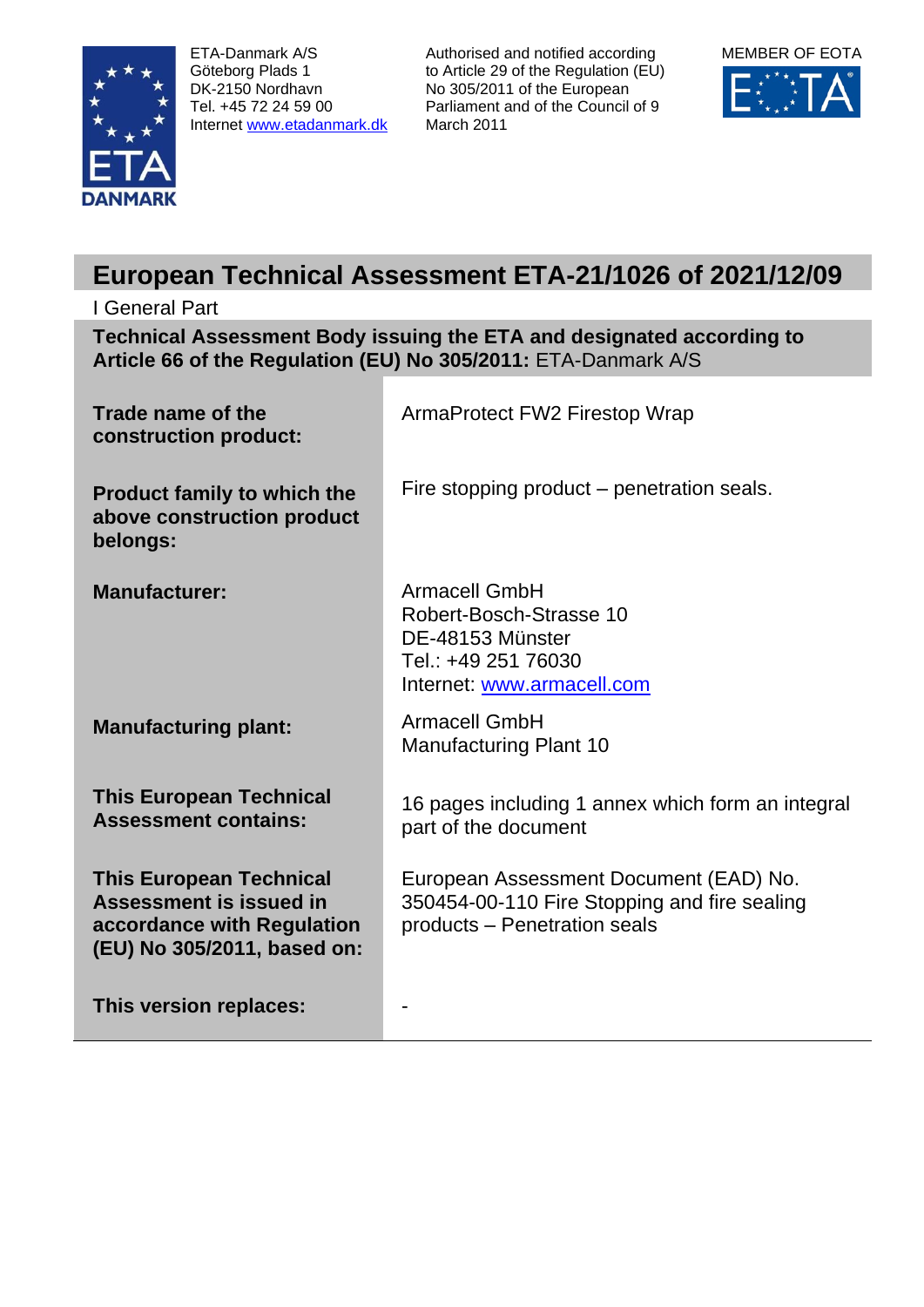ETA-Danmark A/S
Göteborg Plads 1
DK-2150 Nordhavn
Tel. +45 72 24 59 00
Internet www.etadanmark.dk

Authorised and notified according to Article 29 of the Regulation (EU) No 305/2011 of the European Parliament and of the Council of 9 March 2011

MEMBER OF EOTA

# European Technical Assessment ETA-21/1026 of 2021/12/09

## I General Part

**Technical Assessment Body issuing the ETA and designated according to Article 66 of the Regulation (EU) No 305/2011:** ETA-Danmark A/S

| | |
|---|---|
| **Trade name of the construction product:** | ArmaProtect FW2 Firestop Wrap |
| **Product family to which the above construction product belongs:** | Fire stopping product – penetration seals. |
| **Manufacturer:** | Armacell GmbH<br>Robert-Bosch-Strasse 10<br>DE-48153 Münster<br>Tel.: +49 251 76030<br>Internet: www.armacell.com |
| **Manufacturing plant:** | Armacell GmbH<br>Manufacturing Plant 10 |
| **This European Technical Assessment contains:** | 16 pages including 1 annex which form an integral part of the document |
| **This European Technical Assessment is issued in accordance with Regulation (EU) No 305/2011, based on:** | European Assessment Document (EAD) No. 350454-00-110 Fire Stopping and fire sealing products – Penetration seals |
| **This version replaces:** | - |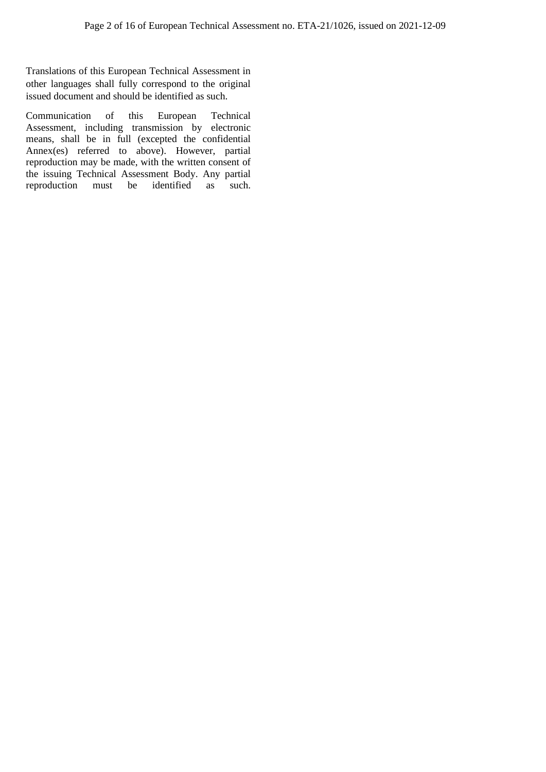Translations of this European Technical Assessment in other languages shall fully correspond to the original issued document and should be identified as such.

Communication of this European Technical Assessment, including transmission by electronic means, shall be in full (excepted the confidential Annex(es) referred to above). However, partial reproduction may be made, with the written consent of the issuing Technical Assessment Body. Any partial reproduction must be identified as such.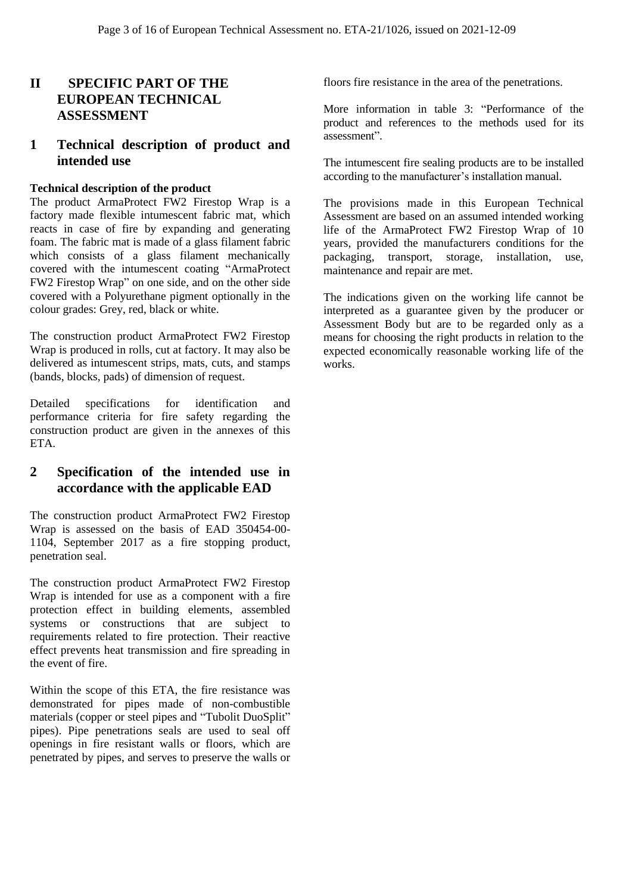# II SPECIFIC PART OF THE EUROPEAN TECHNICAL ASSESSMENT

## 1 Technical description of product and intended use

**Technical description of the product**

The product ArmaProtect FW2 Firestop Wrap is a factory made flexible intumescent fabric mat, which reacts in case of fire by expanding and generating foam. The fabric mat is made of a glass filament fabric which consists of a glass filament mechanically covered with the intumescent coating "ArmaProtect FW2 Firestop Wrap" on one side, and on the other side covered with a Polyurethane pigment optionally in the colour grades: Grey, red, black or white.

The construction product ArmaProtect FW2 Firestop Wrap is produced in rolls, cut at factory. It may also be delivered as intumescent strips, mats, cuts, and stamps (bands, blocks, pads) of dimension of request.

Detailed specifications for identification and performance criteria for fire safety regarding the construction product are given in the annexes of this ETA.

## 2 Specification of the intended use in accordance with the applicable EAD

The construction product ArmaProtect FW2 Firestop Wrap is assessed on the basis of EAD 350454-00-1104, September 2017 as a fire stopping product, penetration seal.

The construction product ArmaProtect FW2 Firestop Wrap is intended for use as a component with a fire protection effect in building elements, assembled systems or constructions that are subject to requirements related to fire protection. Their reactive effect prevents heat transmission and fire spreading in the event of fire.

Within the scope of this ETA, the fire resistance was demonstrated for pipes made of non-combustible materials (copper or steel pipes and "Tubolit DuoSplit" pipes). Pipe penetrations seals are used to seal off openings in fire resistant walls or floors, which are penetrated by pipes, and serves to preserve the walls or floors fire resistance in the area of the penetrations.

More information in table 3: "Performance of the product and references to the methods used for its assessment".

The intumescent fire sealing products are to be installed according to the manufacturer's installation manual.

The provisions made in this European Technical Assessment are based on an assumed intended working life of the ArmaProtect FW2 Firestop Wrap of 10 years, provided the manufacturers conditions for the packaging, transport, storage, installation, use, maintenance and repair are met.

The indications given on the working life cannot be interpreted as a guarantee given by the producer or Assessment Body but are to be regarded only as a means for choosing the right products in relation to the expected economically reasonable working life of the works.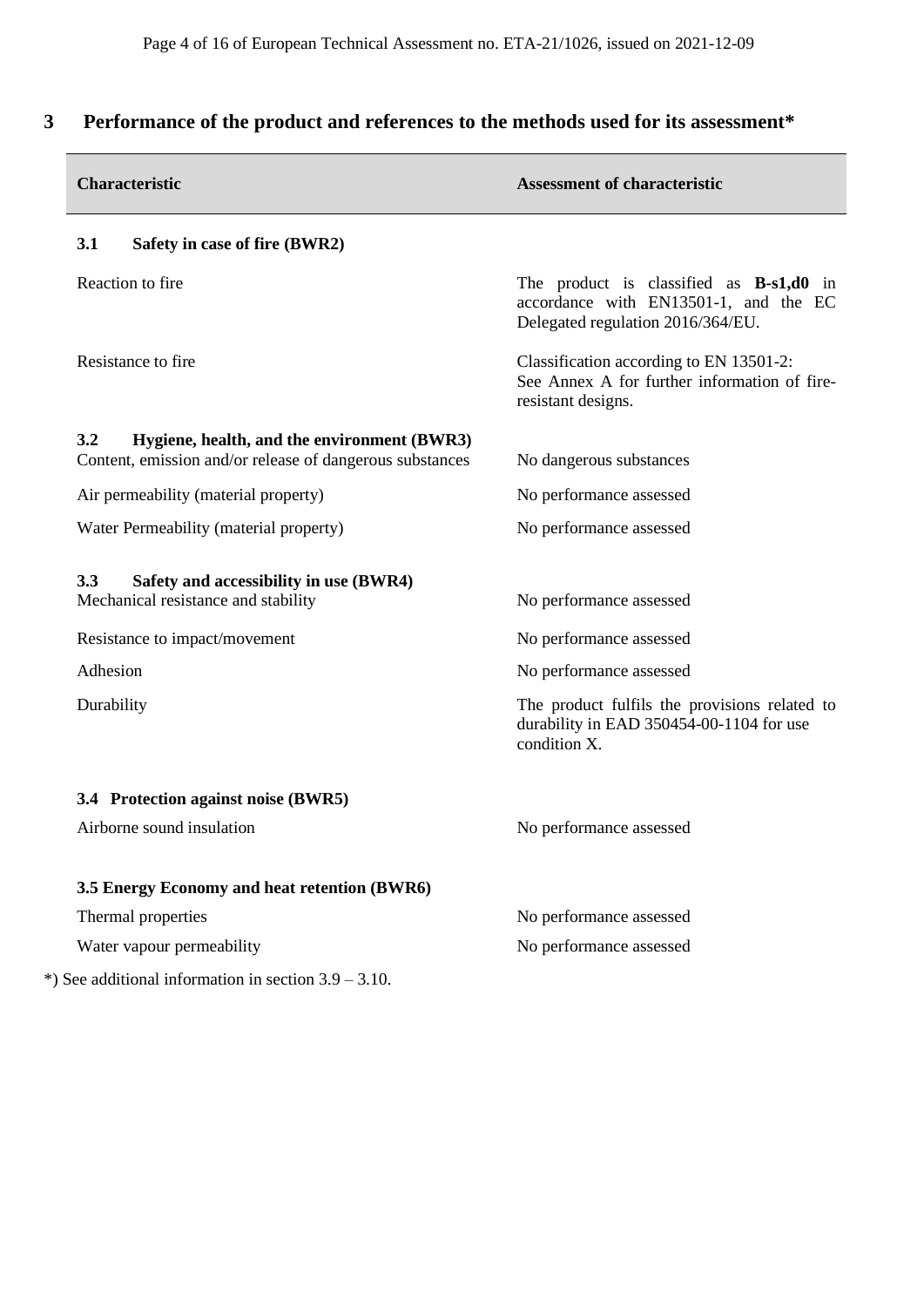## 3 Performance of the product and references to the methods used for its assessment*

| Characteristic | Assessment of characteristic |
|---|---|
| **3.1 Safety in case of fire (BWR2)** | |
| Reaction to fire | The product is classified as **B-s1,d0** in accordance with EN13501-1, and the EC Delegated regulation 2016/364/EU. |
| Resistance to fire | Classification according to EN 13501-2: See Annex A for further information of fire-resistant designs. |
| **3.2 Hygiene, health, and the environment (BWR3)** | |
| Content, emission and/or release of dangerous substances | No dangerous substances |
| Air permeability (material property) | No performance assessed |
| Water Permeability (material property) | No performance assessed |
| **3.3 Safety and accessibility in use (BWR4)** | |
| Mechanical resistance and stability | No performance assessed |
| Resistance to impact/movement | No performance assessed |
| Adhesion | No performance assessed |
| Durability | The product fulfils the provisions related to durability in EAD 350454-00-1104 for use condition X. |
| **3.4 Protection against noise (BWR5)** | |
| Airborne sound insulation | No performance assessed |
| **3.5 Energy Economy and heat retention (BWR6)** | |
| Thermal properties | No performance assessed |
| Water vapour permeability | No performance assessed |

*) See additional information in section 3.9 – 3.10.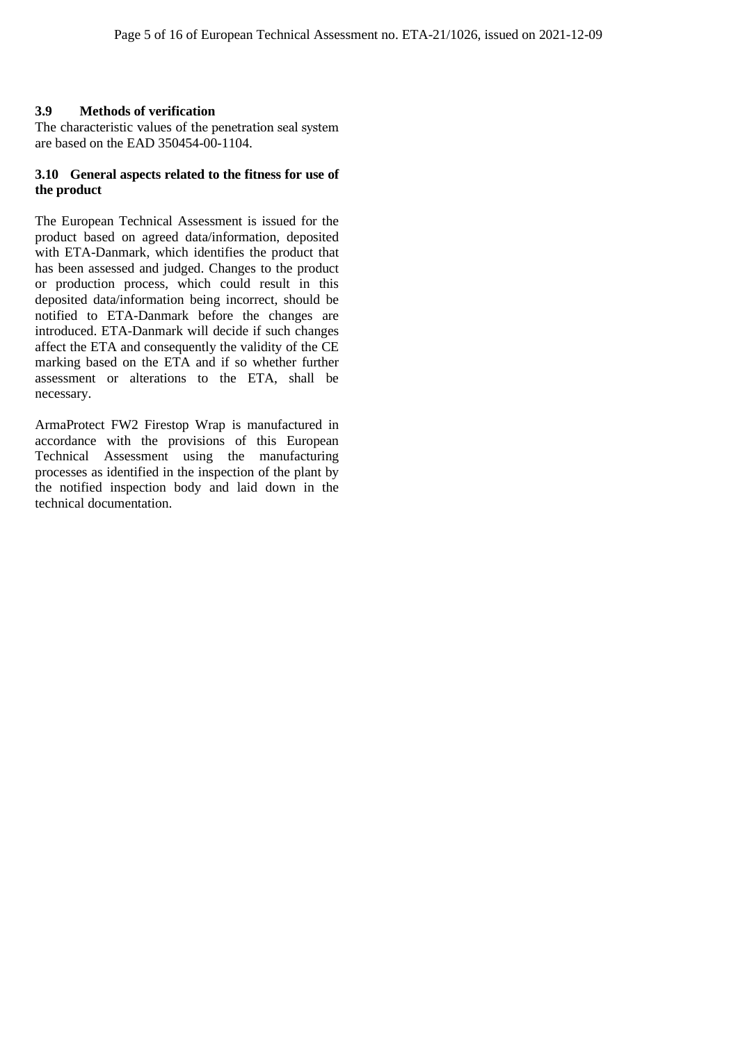### 3.9 Methods of verification

The characteristic values of the penetration seal system are based on the EAD 350454-00-1104.

### 3.10 General aspects related to the fitness for use of the product

The European Technical Assessment is issued for the product based on agreed data/information, deposited with ETA-Danmark, which identifies the product that has been assessed and judged. Changes to the product or production process, which could result in this deposited data/information being incorrect, should be notified to ETA-Danmark before the changes are introduced. ETA-Danmark will decide if such changes affect the ETA and consequently the validity of the CE marking based on the ETA and if so whether further assessment or alterations to the ETA, shall be necessary.

ArmaProtect FW2 Firestop Wrap is manufactured in accordance with the provisions of this European Technical Assessment using the manufacturing processes as identified in the inspection of the plant by the notified inspection body and laid down in the technical documentation.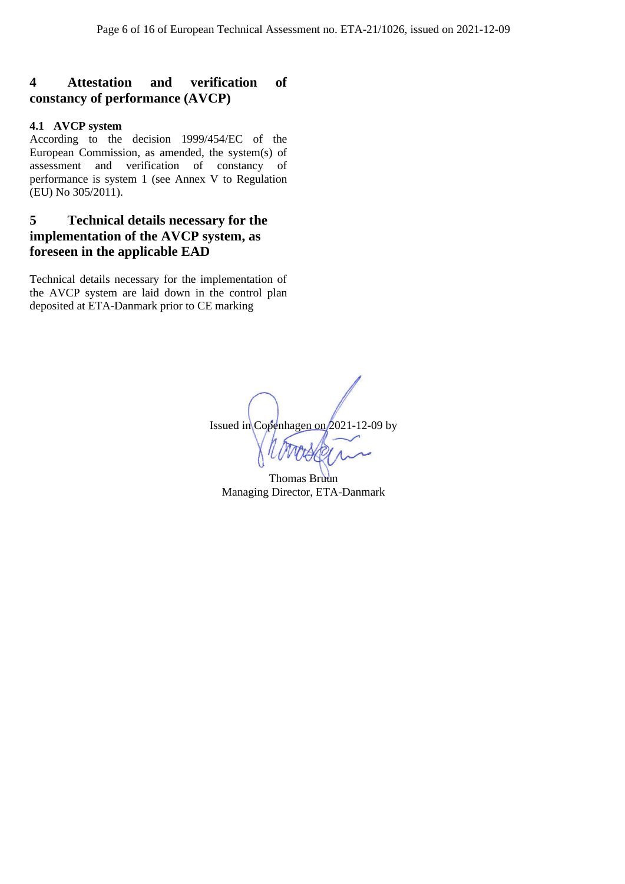# 4 Attestation and verification of constancy of performance (AVCP)

## 4.1 AVCP system

According to the decision 1999/454/EC of the European Commission, as amended, the system(s) of assessment and verification of constancy of performance is system 1 (see Annex V to Regulation (EU) No 305/2011).

# 5 Technical details necessary for the implementation of the AVCP system, as foreseen in the applicable EAD

Technical details necessary for the implementation of the AVCP system are laid down in the control plan deposited at ETA-Danmark prior to CE marking

Issued in Copenhagen on 2021-12-09 by

Thomas Bruun
Managing Director, ETA-Danmark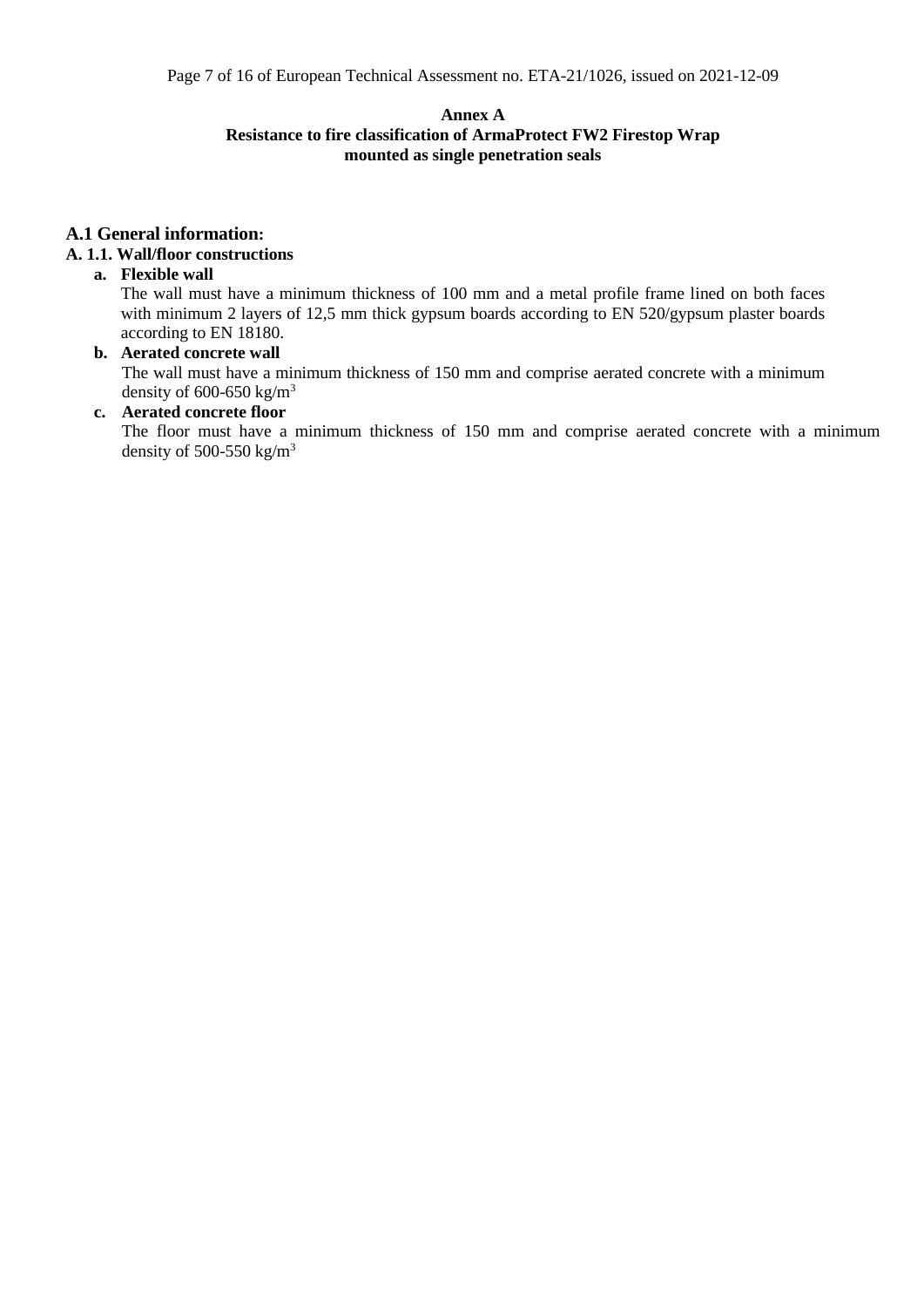**Annex A**
**Resistance to fire classification of ArmaProtect FW2 Firestop Wrap mounted as single penetration seals**

## A.1 General information:

### A. 1.1. Wall/floor constructions

a. **Flexible wall**
   The wall must have a minimum thickness of 100 mm and a metal profile frame lined on both faces with minimum 2 layers of 12,5 mm thick gypsum boards according to EN 520/gypsum plaster boards according to EN 18180.

b. **Aerated concrete wall**
   The wall must have a minimum thickness of 150 mm and comprise aerated concrete with a minimum density of 600-650 kg/m$^3$

c. **Aerated concrete floor**
   The floor must have a minimum thickness of 150 mm and comprise aerated concrete with a minimum density of 500-550 kg/m$^3$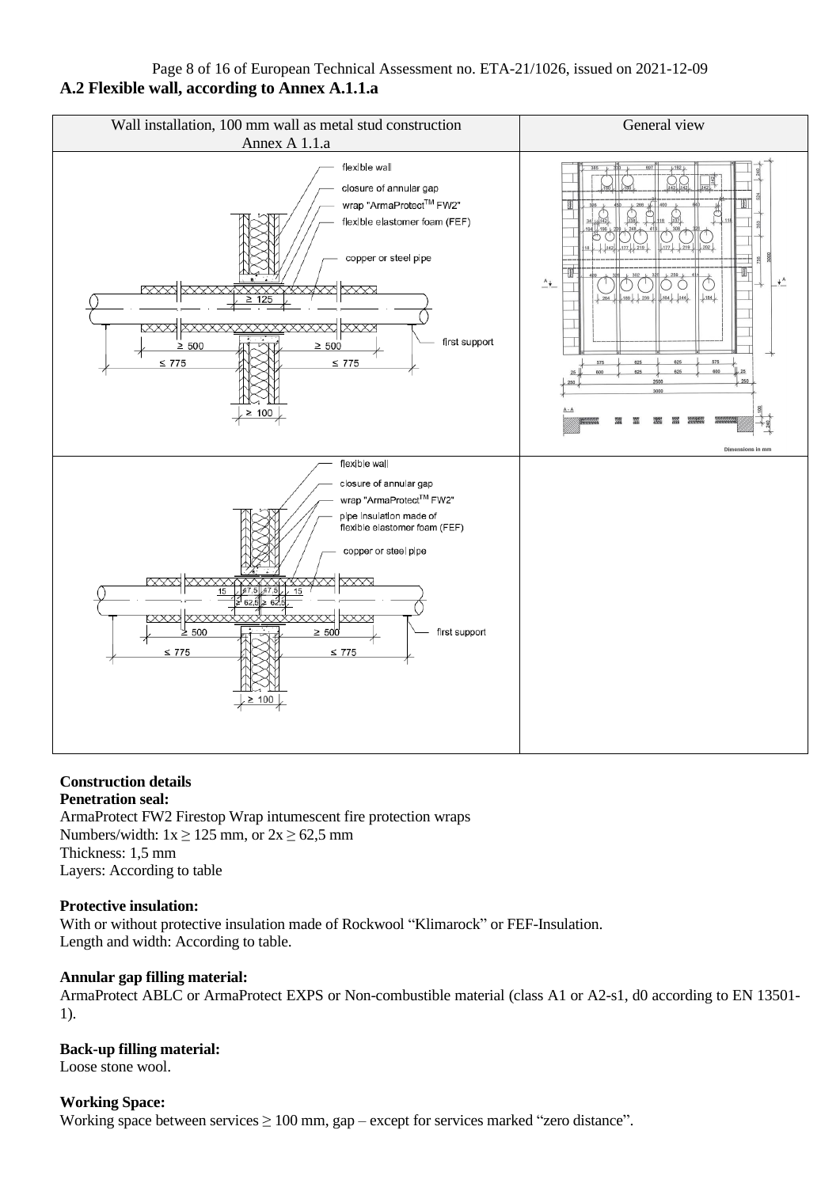## A.2 Flexible wall, according to Annex A.1.1.a

| Wall installation, 100 mm wall as metal stud construction Annex A 1.1.a | General view |
|---|---|
| flexible wall<br>closure of annular gap<br>wrap "ArmaProtect™ FW2"<br>flexible elastomer foam (FEF)<br>copper or steel pipe<br>≥ 125<br>≥ 500 ≥ 500<br>≤ 775 ≤ 775<br>first support<br>≥ 100 | Dimensions in mm |
| flexible wall<br>closure of annular gap<br>wrap "ArmaProtect™ FW2"<br>pipe insulation made of flexible elastomer foam (FEF)<br>copper or steel pipe<br>15 47,5 47,5 15<br>≥ 62,5 ≥ 62,5<br>≥ 500 ≥ 500<br>≤ 775 ≤ 775<br>first support<br>≥ 100 | |

### Construction details

**Penetration seal:**

ArmaProtect FW2 Firestop Wrap intumescent fire protection wraps
Numbers/width: 1x ≥ 125 mm, or 2x ≥ 62,5 mm
Thickness: 1,5 mm
Layers: According to table

**Protective insulation:**

With or without protective insulation made of Rockwool "Klimarock" or FEF-Insulation.
Length and width: According to table.

**Annular gap filling material:**

ArmaProtect ABLC or ArmaProtect EXPS or Non-combustible material (class A1 or A2-s1, d0 according to EN 13501-1).

**Back-up filling material:**

Loose stone wool.

**Working Space:**

Working space between services ≥ 100 mm, gap – except for services marked "zero distance".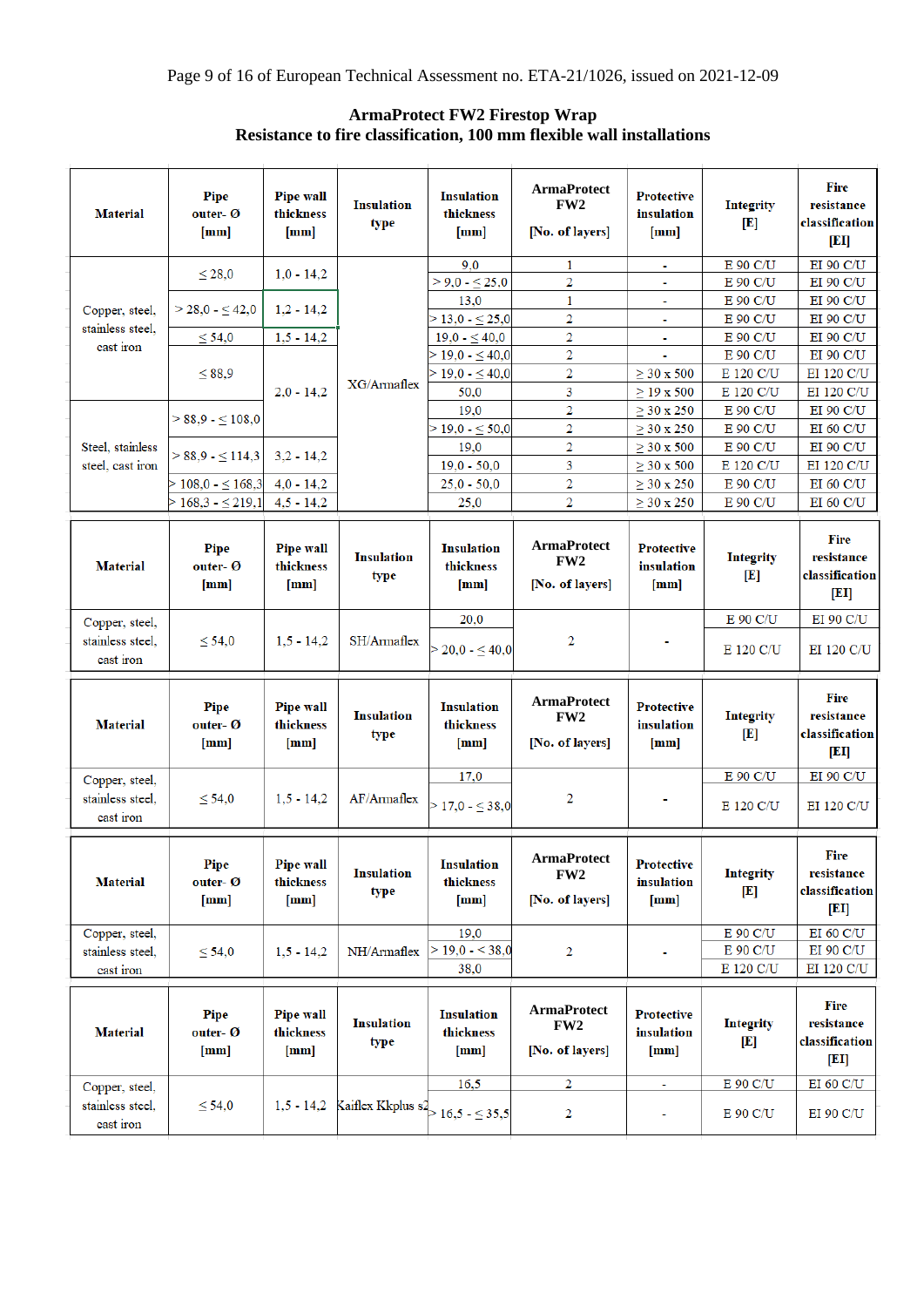**ArmaProtect FW2 Firestop Wrap**
**Resistance to fire classification, 100 mm flexible wall installations**

| Material | Pipe outer- Ø [mm] | Pipe wall thickness [mm] | Insulation type | Insulation thickness [mm] | ArmaProtect FW2 [No. of layers] | Protective insulation [mm] | Integrity [E] | Fire resistance classification [EI] |
|---|---|---|---|---|---|---|---|---|
| Copper, steel, stainless steel, cast iron | ≤ 28,0 | 1,0 - 14,2 | XG/Armaflex | 9,0 | 1 | - | E 90 C/U | EI 90 C/U |
| | | | | > 9,0 - ≤ 25,0 | 2 | - | E 90 C/U | EI 90 C/U |
| | > 28,0 - ≤ 42,0 | 1,2 - 14,2 | | 13,0 | 1 | - | E 90 C/U | EI 90 C/U |
| | | | | > 13,0 - ≤ 25,0 | 2 | - | E 90 C/U | EI 90 C/U |
| | ≤ 54,0 | 1,5 - 14,2 | | 19,0 - ≤ 40,0 | 2 | - | E 90 C/U | EI 90 C/U |
| | ≤ 88,9 | 2,0 - 14,2 | | > 19,0 - ≤ 40,0 | 2 | - | E 90 C/U | EI 90 C/U |
| | | | | > 19,0 - ≤ 40,0 | 2 | ≥ 30 x 500 | E 120 C/U | EI 120 C/U |
| | | | | 50,0 | 3 | ≥ 19 x 500 | E 120 C/U | EI 120 C/U |
| Steel, stainless steel, cast iron | > 88,9 - ≤ 108,0 | | | 19,0 | 2 | ≥ 30 x 250 | E 90 C/U | EI 90 C/U |
| | | | | > 19,0 - ≤ 50,0 | 2 | ≥ 30 x 250 | E 90 C/U | EI 60 C/U |
| | > 88,9 - ≤ 114,3 | 3,2 - 14,2 | | 19,0 | 2 | ≥ 30 x 500 | E 90 C/U | EI 90 C/U |
| | | | | 19,0 - 50,0 | 3 | ≥ 30 x 500 | E 120 C/U | EI 120 C/U |
| | > 108,0 - ≤ 168,3 | 4,0 - 14,2 | | 25,0 - 50,0 | 2 | ≥ 30 x 250 | E 90 C/U | EI 60 C/U |
| | > 168,3 - ≤ 219,1 | 4,5 - 14,2 | | 25,0 | 2 | ≥ 30 x 250 | E 90 C/U | EI 60 C/U |

| Material | Pipe outer- Ø [mm] | Pipe wall thickness [mm] | Insulation type | Insulation thickness [mm] | ArmaProtect FW2 [No. of layers] | Protective insulation [mm] | Integrity [E] | Fire resistance classification [EI] |
|---|---|---|---|---|---|---|---|---|
| Copper, steel, stainless steel, cast iron | ≤ 54,0 | 1,5 - 14,2 | SH/Armaflex | 20,0 | 2 | - | E 90 C/U | EI 90 C/U |
| | | | | > 20,0 - ≤ 40,0 | | | E 120 C/U | EI 120 C/U |

| Material | Pipe outer- Ø [mm] | Pipe wall thickness [mm] | Insulation type | Insulation thickness [mm] | ArmaProtect FW2 [No. of layers] | Protective insulation [mm] | Integrity [E] | Fire resistance classification [EI] |
|---|---|---|---|---|---|---|---|---|
| Copper, steel, stainless steel, cast iron | ≤ 54,0 | 1,5 - 14,2 | AF/Armaflex | 17,0 | 2 | - | E 90 C/U | EI 90 C/U |
| | | | | > 17,0 - ≤ 38,0 | | | E 120 C/U | EI 120 C/U |

| Material | Pipe outer- Ø [mm] | Pipe wall thickness [mm] | Insulation type | Insulation thickness [mm] | ArmaProtect FW2 [No. of layers] | Protective insulation [mm] | Integrity [E] | Fire resistance classification [EI] |
|---|---|---|---|---|---|---|---|---|
| Copper, steel, stainless steel, cast iron | ≤ 54,0 | 1,5 - 14,2 | NH/Armaflex | 19,0 | 2 | - | E 90 C/U | EI 60 C/U |
| | | | | > 19,0 - < 38,0 | | | E 90 C/U | EI 90 C/U |
| | | | | 38,0 | | | E 120 C/U | EI 120 C/U |

| Material | Pipe outer- Ø [mm] | Pipe wall thickness [mm] | Insulation type | Insulation thickness [mm] | ArmaProtect FW2 [No. of layers] | Protective insulation [mm] | Integrity [E] | Fire resistance classification [EI] |
|---|---|---|---|---|---|---|---|---|
| Copper, steel, stainless steel, cast iron | ≤ 54,0 | 1,5 - 14,2 | Kaiflex Kkplus s2 | 16,5 | 2 | - | E 90 C/U | EI 60 C/U |
| | | | | > 16,5 - ≤ 35,5 | 2 | - | E 90 C/U | EI 90 C/U |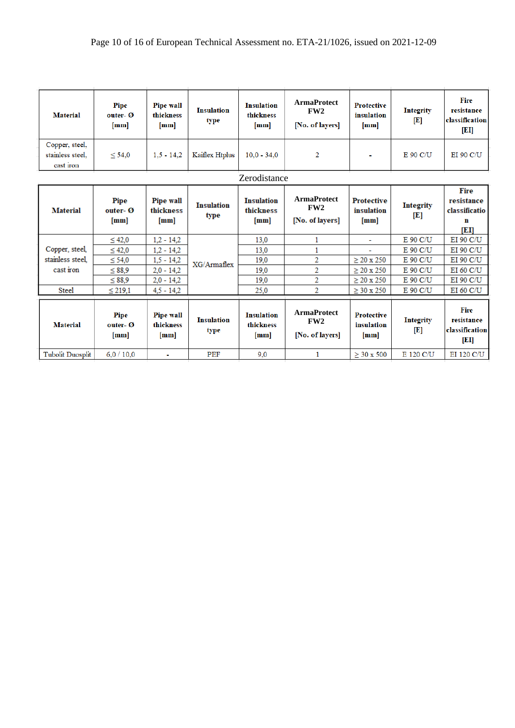| Material | Pipe outer- Ø [mm] | Pipe wall thickness [mm] | Insulation type | Insulation thickness [mm] | ArmaProtect FW2 [No. of layers] | Protective insulation [mm] | Integrity [E] | Fire resistance classification [EI] |
|---|---|---|---|---|---|---|---|---|
| Copper, steel, stainless steel, cast iron | ≤ 54,0 | 1,5 - 14,2 | Kaiflex Htplus | 10,0 - 34,0 | 2 | - | E 90 C/U | EI 90 C/U |

Zerodistance

| Material | Pipe outer- Ø [mm] | Pipe wall thickness [mm] | Insulation type | Insulation thickness [mm] | ArmaProtect FW2 [No. of layers] | Protective insulation [mm] | Integrity [E] | Fire resistance classification [EI] |
|---|---|---|---|---|---|---|---|---|
| Copper, steel, stainless steel, cast iron | ≤ 42,0 | 1,2 - 14,2 | XG/Armaflex | 13,0 | 1 | - | E 90 C/U | EI 90 C/U |
| | ≤ 42,0 | 1,2 - 14,2 | | 13,0 | 1 | - | E 90 C/U | EI 90 C/U |
| | ≤ 54,0 | 1,5 - 14,2 | | 19,0 | 2 | ≥ 20 x 250 | E 90 C/U | EI 90 C/U |
| | ≤ 88,9 | 2,0 - 14,2 | | 19,0 | 2 | ≥ 20 x 250 | E 90 C/U | EI 60 C/U |
| | ≤ 88,9 | 2,0 - 14,2 | | 19,0 | 2 | ≥ 20 x 250 | E 90 C/U | EI 90 C/U |
| Steel | ≤ 219,1 | 4,5 - 14,2 | | 25,0 | 2 | ≥ 30 x 250 | E 90 C/U | EI 60 C/U |

| Material | Pipe outer- Ø [mm] | Pipe wall thickness [mm] | Insulation type | Insulation thickness [mm] | ArmaProtect FW2 [No. of layers] | Protective insulation [mm] | Integrity [E] | Fire resistance classification [EI] |
|---|---|---|---|---|---|---|---|---|
| Tubolit Duosplit | 6,0 / 10,0 | - | PEF | 9,0 | 1 | ≥ 30 x 500 | E 120 C/U | EI 120 C/U |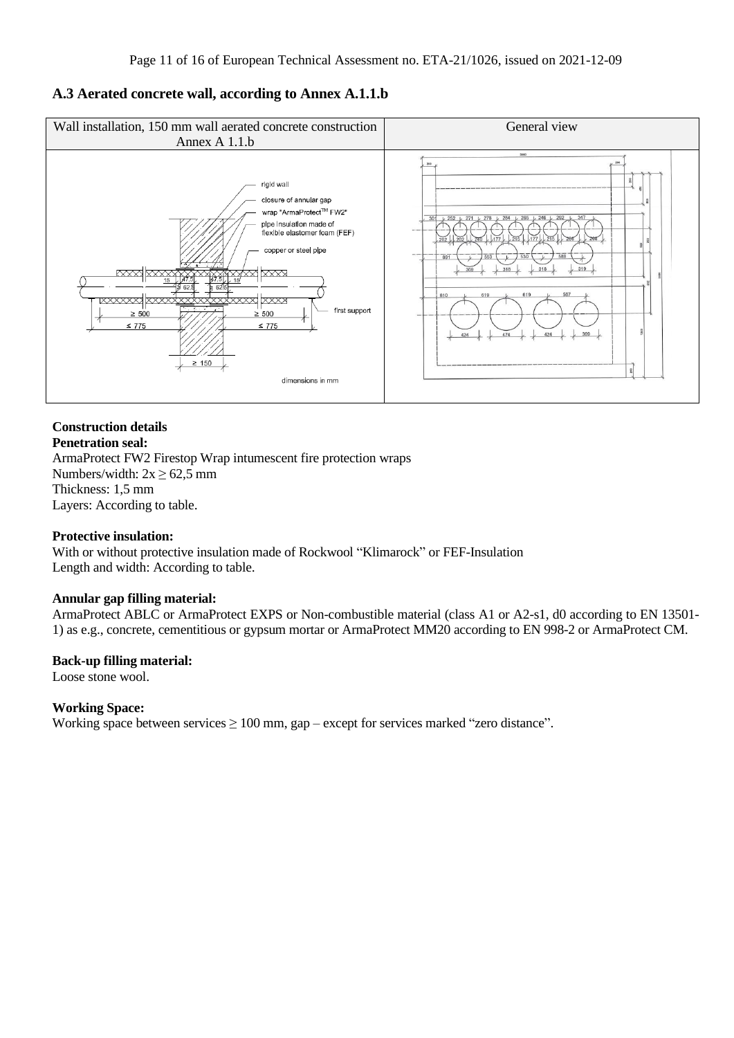## A.3 Aerated concrete wall, according to Annex A.1.1.b

| Wall installation, 150 mm wall aerated concrete construction Annex A 1.1.b | General view |
| --- | --- |
| rigid wall<br>closure of annular gap<br>wrap "ArmaProtect™ FW2"<br>pipe insulation made of flexible elastomer foam (FEF)<br>copper or steel pipe<br>first support<br>≥ 500 / ≤ 775 / ≥ 150<br>dimensions in mm | |

### Construction details

**Penetration seal:**
ArmaProtect FW2 Firestop Wrap intumescent fire protection wraps
Numbers/width: 2x ≥ 62,5 mm
Thickness: 1,5 mm
Layers: According to table.

**Protective insulation:**
With or without protective insulation made of Rockwool “Klimarock” or FEF-Insulation
Length and width: According to table.

**Annular gap filling material:**
ArmaProtect ABLC or ArmaProtect EXPS or Non-combustible material (class A1 or A2-s1, d0 according to EN 13501-1) as e.g., concrete, cementitious or gypsum mortar or ArmaProtect MM20 according to EN 998-2 or ArmaProtect CM.

**Back-up filling material:**
Loose stone wool.

**Working Space:**
Working space between services ≥ 100 mm, gap – except for services marked “zero distance”.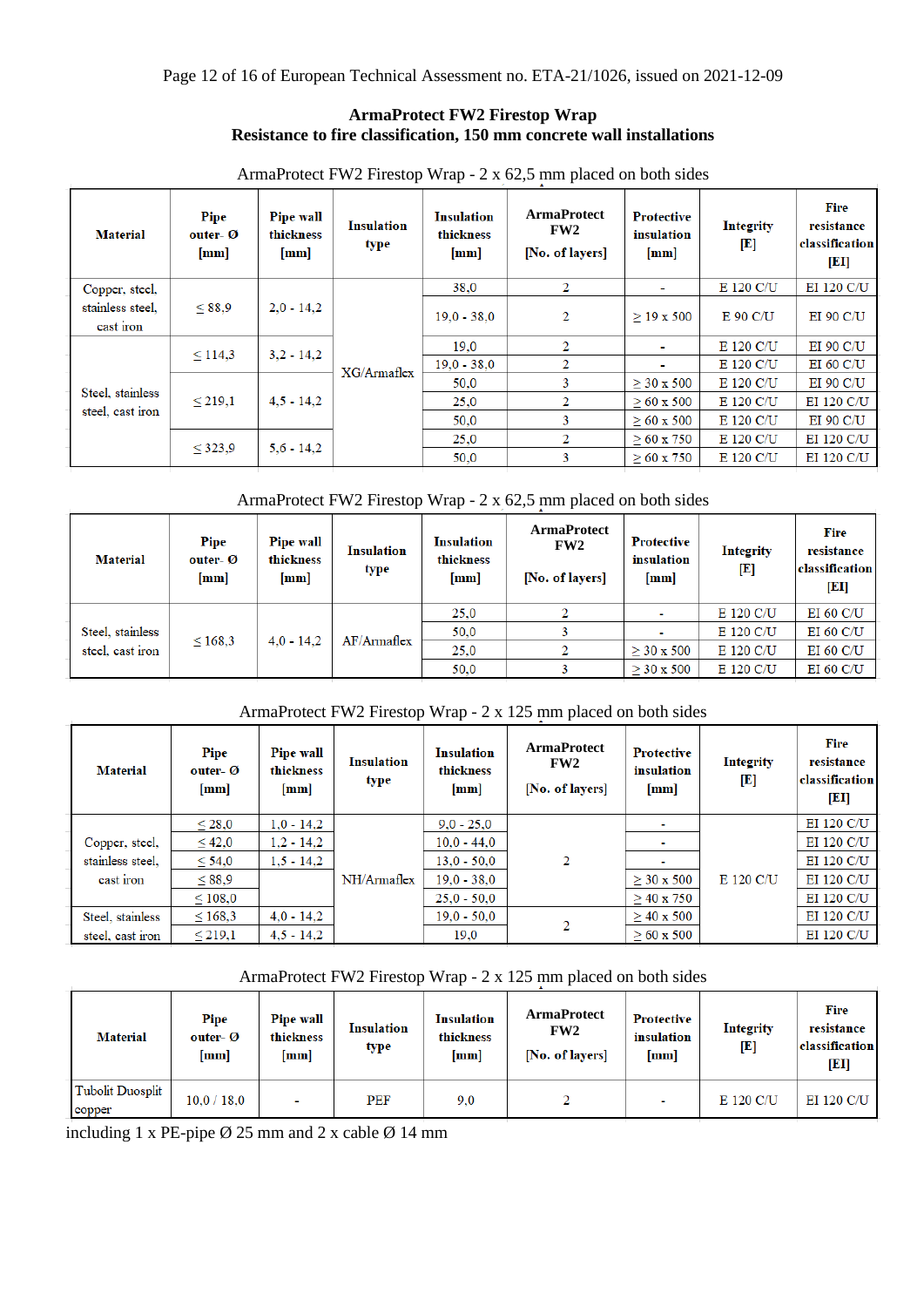**ArmaProtect FW2 Firestop Wrap**
**Resistance to fire classification, 150 mm concrete wall installations**

ArmaProtect FW2 Firestop Wrap - 2 x 62,5 mm placed on both sides

| Material | Pipe outer- Ø [mm] | Pipe wall thickness [mm] | Insulation type | Insulation thickness [mm] | ArmaProtect FW2 [No. of layers] | Protective insulation [mm] | Integrity [E] | Fire resistance classification [EI] |
|---|---|---|---|---|---|---|---|---|
| Copper, steel, stainless steel, cast iron | ≤ 88,9 | 2,0 - 14,2 | XG/Armaflex | 38,0 | 2 | - | E 120 C/U | EI 120 C/U |
| | | | | 19,0 - 38,0 | 2 | ≥ 19 x 500 | E 90 C/U | EI 90 C/U |
| Steel, stainless steel, cast iron | ≤ 114,3 | 3,2 - 14,2 | | 19,0 | 2 | - | E 120 C/U | EI 90 C/U |
| | | | | 19,0 - 38,0 | 2 | - | E 120 C/U | EI 60 C/U |
| | ≤ 219,1 | 4,5 - 14,2 | | 50,0 | 3 | ≥ 30 x 500 | E 120 C/U | EI 90 C/U |
| | | | | 25,0 | 2 | ≥ 60 x 500 | E 120 C/U | EI 120 C/U |
| | | | | 50,0 | 3 | ≥ 60 x 500 | E 120 C/U | EI 90 C/U |
| | ≤ 323,9 | 5,6 - 14,2 | | 25,0 | 2 | ≥ 60 x 750 | E 120 C/U | EI 120 C/U |
| | | | | 50,0 | 3 | ≥ 60 x 750 | E 120 C/U | EI 120 C/U |

ArmaProtect FW2 Firestop Wrap - 2 x 62,5 mm placed on both sides

| Material | Pipe outer- Ø [mm] | Pipe wall thickness [mm] | Insulation type | Insulation thickness [mm] | ArmaProtect FW2 [No. of layers] | Protective insulation [mm] | Integrity [E] | Fire resistance classification [EI] |
|---|---|---|---|---|---|---|---|---|
| Steel, stainless steel, cast iron | ≤ 168,3 | 4,0 - 14,2 | AF/Armaflex | 25,0 | 2 | - | E 120 C/U | EI 60 C/U |
| | | | | 50,0 | 3 | - | E 120 C/U | EI 60 C/U |
| | | | | 25,0 | 2 | ≥ 30 x 500 | E 120 C/U | EI 60 C/U |
| | | | | 50,0 | 3 | ≥ 30 x 500 | E 120 C/U | EI 60 C/U |

ArmaProtect FW2 Firestop Wrap - 2 x 125 mm placed on both sides

| Material | Pipe outer- Ø [mm] | Pipe wall thickness [mm] | Insulation type | Insulation thickness [mm] | ArmaProtect FW2 [No. of layers] | Protective insulation [mm] | Integrity [E] | Fire resistance classification [EI] |
|---|---|---|---|---|---|---|---|---|
| Copper, steel, stainless steel, cast iron | ≤ 28,0 | 1,0 - 14,2 | NH/Armaflex | 9,0 - 25,0 | 2 | - | E 120 C/U | EI 120 C/U |
| | ≤ 42,0 | 1,2 - 14,2 | | 10,0 - 44,0 | | - | | EI 120 C/U |
| | ≤ 54,0 | 1,5 - 14,2 | | 13,0 - 50,0 | | - | | EI 120 C/U |
| | ≤ 88,9 | | | 19,0 - 38,0 | | ≥ 30 x 500 | | EI 120 C/U |
| | ≤ 108,0 | | | 25,0 - 50,0 | | ≥ 40 x 750 | | EI 120 C/U |
| Steel, stainless steel, cast iron | ≤ 168,3 | 4,0 - 14,2 | | 19,0 - 50,0 | 2 | ≥ 40 x 500 | | EI 120 C/U |
| | ≤ 219,1 | 4,5 - 14,2 | | 19,0 | | ≥ 60 x 500 | | EI 120 C/U |

ArmaProtect FW2 Firestop Wrap - 2 x 125 mm placed on both sides

| Material | Pipe outer- Ø [mm] | Pipe wall thickness [mm] | Insulation type | Insulation thickness [mm] | ArmaProtect FW2 [No. of layers] | Protective insulation [mm] | Integrity [E] | Fire resistance classification [EI] |
|---|---|---|---|---|---|---|---|---|
| Tubolit Duosplit copper | 10,0 / 18,0 | - | PEF | 9,0 | 2 | - | E 120 C/U | EI 120 C/U |

including 1 x PE-pipe Ø 25 mm and 2 x cable Ø 14 mm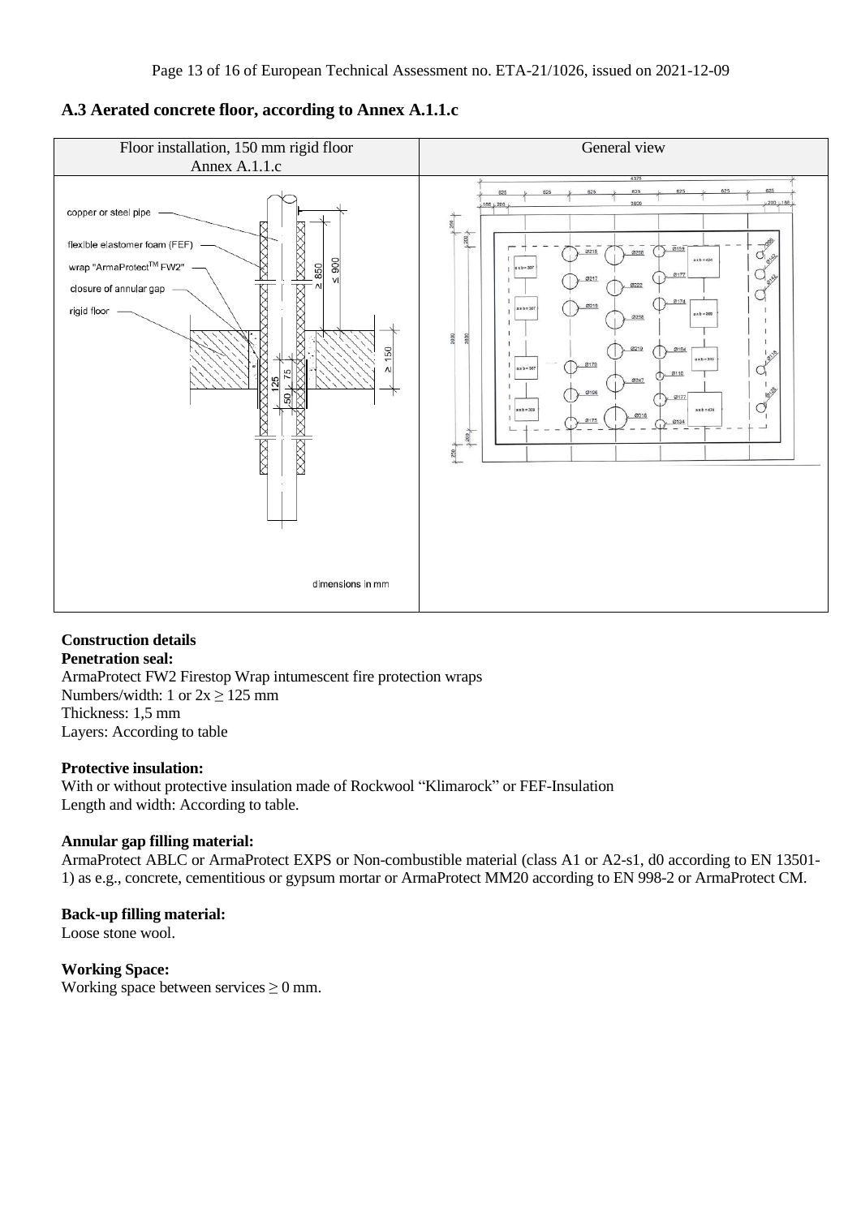## A.3 Aerated concrete floor, according to Annex A.1.1.c

| Floor installation, 150 mm rigid floor Annex A.1.1.c | General view |
|---|---|
| copper or steel pipe; flexible elastomer foam (FEF); wrap "ArmaProtect™ FW2"; closure of annular gap; rigid floor; ≥ 850; ≤ 900; ≥ 150; 125; 75; 50; dimensions in mm | |

### Construction details

**Penetration seal:**
ArmaProtect FW2 Firestop Wrap intumescent fire protection wraps
Numbers/width: 1 or 2x ≥ 125 mm
Thickness: 1,5 mm
Layers: According to table

**Protective insulation:**
With or without protective insulation made of Rockwool "Klimarock" or FEF-Insulation
Length and width: According to table.

**Annular gap filling material:**
ArmaProtect ABLC or ArmaProtect EXPS or Non-combustible material (class A1 or A2-s1, d0 according to EN 13501-1) as e.g., concrete, cementitious or gypsum mortar or ArmaProtect MM20 according to EN 998-2 or ArmaProtect CM.

**Back-up filling material:**
Loose stone wool.

**Working Space:**
Working space between services ≥ 0 mm.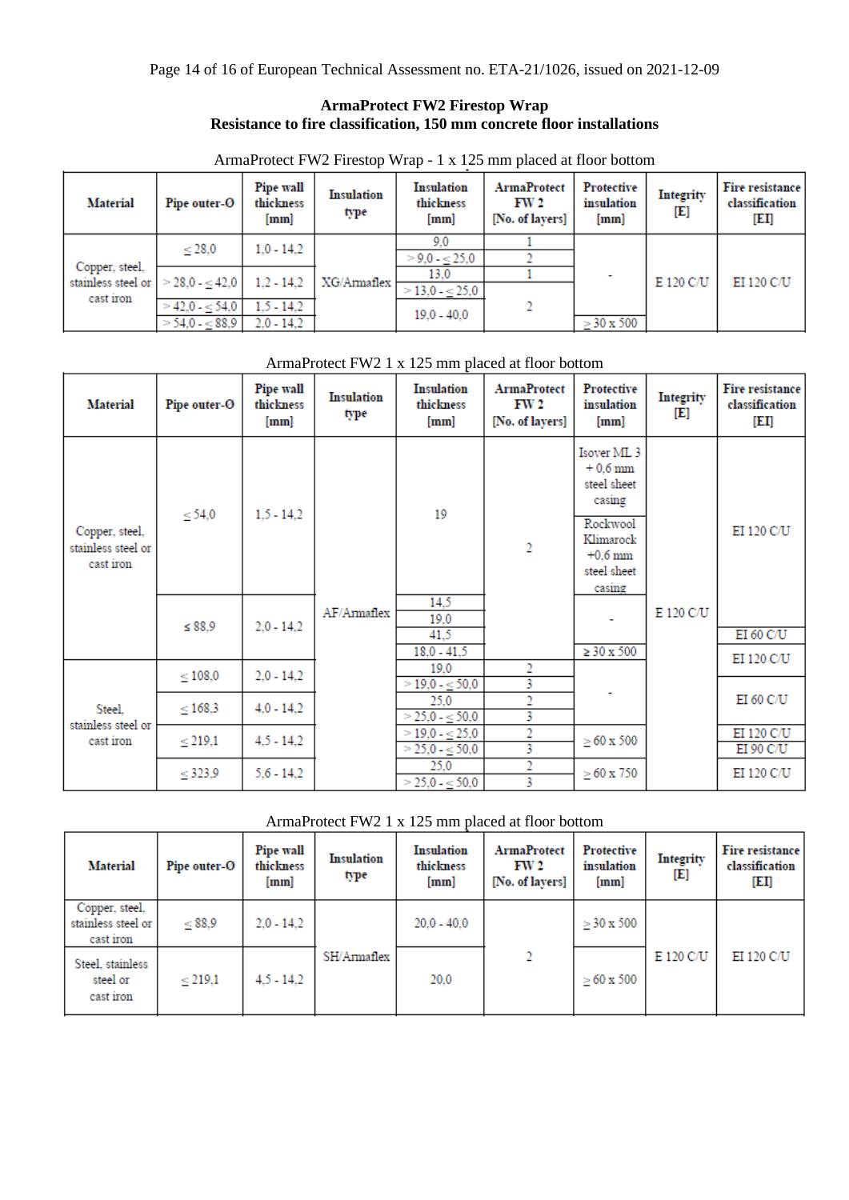**ArmaProtect FW2 Firestop Wrap**
**Resistance to fire classification, 150 mm concrete floor installations**

ArmaProtect FW2 Firestop Wrap - 1 x 125 mm placed at floor bottom

| Material | Pipe outer-Ø | Pipe wall thickness [mm] | Insulation type | Insulation thickness [mm] | ArmaProtect FW 2 [No. of layers] | Protective insulation [mm] | Integrity [E] | Fire resistance classification [EI] |
|---|---|---|---|---|---|---|---|---|
| Copper, steel, stainless steel or cast iron | ≤ 28,0 | 1,0 - 14,2 | XG/Armaflex | 9,0 | 1 | - | E 120 C/U | EI 120 C/U |
| | | | | > 9,0 - ≤ 25,0 | 2 | | | |
| | > 28,0 - ≤ 42,0 | 1,2 - 14,2 | | 13,0 | 1 | | | |
| | | | | > 13,0 - ≤ 25,0 | 2 | | | |
| | > 42,0 - ≤ 54,0 | 1,5 - 14,2 | | 19,0 - 40,0 | | | | |
| | > 54,0 - ≤ 88,9 | 2,0 - 14,2 | | | | ≥ 30 x 500 | | |

ArmaProtect FW2 1 x 125 mm placed at floor bottom

| Material | Pipe outer-Ø | Pipe wall thickness [mm] | Insulation type | Insulation thickness [mm] | ArmaProtect FW 2 [No. of layers] | Protective insulation [mm] | Integrity [E] | Fire resistance classification [EI] |
|---|---|---|---|---|---|---|---|---|
| Copper, steel, stainless steel or cast iron | ≤ 54,0 | 1,5 - 14,2 | AF/Armaflex | 19 | 2 | Isover ML 3 + 0,6 mm steel sheet casing | E 120 C/U | EI 120 C/U |
| | | | | | | Rockwool Klimarock +0,6 mm steel sheet casing | | |
| | ≤ 88,9 | 2,0 - 14,2 | | 14,5 | | - | | |
| | | | | 19,0 | | | | |
| | | | | 41,5 | | | | EI 60 C/U |
| | | | | 18,0 - 41,5 | | ≥ 30 x 500 | | EI 120 C/U |
| Steel, stainless steel or cast iron | ≤ 108,0 | 2,0 - 14,2 | | 19,0 | 2 | - | | |
| | | | | > 19,0 - ≤ 50,0 | 3 | | | EI 60 C/U |
| | ≤ 168,3 | 4,0 - 14,2 | | 25,0 | 2 | | | |
| | | | | > 25,0 - ≤ 50,0 | 3 | | | |
| | ≤ 219,1 | 4,5 - 14,2 | | > 19,0 - ≤ 25,0 | 2 | ≥ 60 x 500 | | EI 120 C/U |
| | | | | > 25,0 - ≤ 50,0 | 3 | | | EI 90 C/U |
| | ≤ 323,9 | 5,6 - 14,2 | | 25,0 | 2 | ≥ 60 x 750 | | EI 120 C/U |
| | | | | > 25,0 - ≤ 50,0 | 3 | | | |

ArmaProtect FW2 1 x 125 mm placed at floor bottom

| Material | Pipe outer-Ø | Pipe wall thickness [mm] | Insulation type | Insulation thickness [mm] | ArmaProtect FW 2 [No. of layers] | Protective insulation [mm] | Integrity [E] | Fire resistance classification [EI] |
|---|---|---|---|---|---|---|---|---|
| Copper, steel, stainless steel or cast iron | ≤ 88,9 | 2,0 - 14,2 | SH/Armaflex | 20,0 - 40,0 | 2 | ≥ 30 x 500 | E 120 C/U | EI 120 C/U |
| Steel, stainless steel or cast iron | ≤ 219,1 | 4,5 - 14,2 | | 20,0 | | ≥ 60 x 500 | | |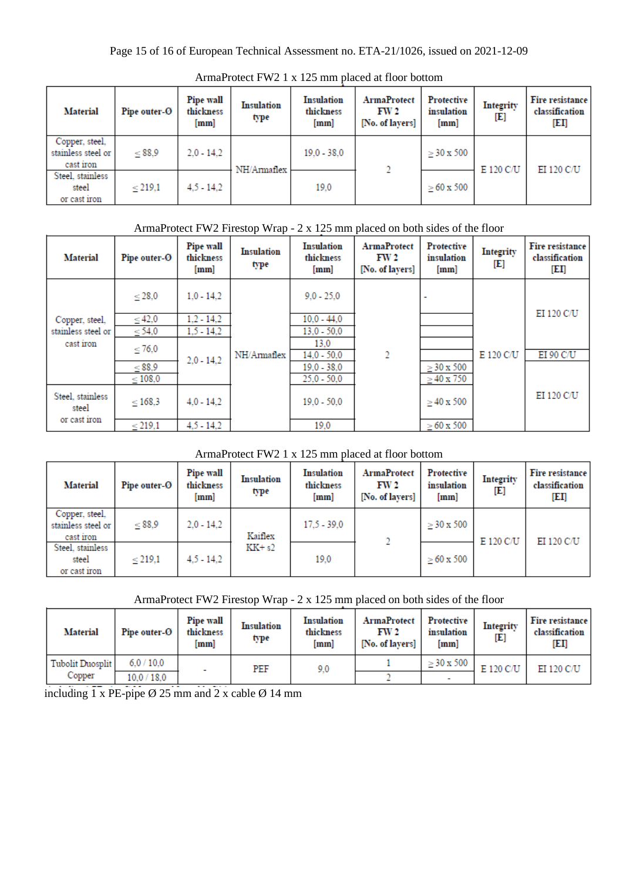ArmaProtect FW2 1 x 125 mm placed at floor bottom

| Material | Pipe outer-Ø | Pipe wall thickness [mm] | Insulation type | Insulation thickness [mm] | ArmaProtect FW 2 [No. of layers] | Protective insulation [mm] | Integrity [E] | Fire resistance classification [EI] |
|---|---|---|---|---|---|---|---|---|
| Copper, steel, stainless steel or cast iron | ≤ 88,9 | 2,0 - 14,2 | NH/Armaflex | 19,0 - 38,0 | 2 | ≥ 30 x 500 | E 120 C/U | EI 120 C/U |
| Steel, stainless steel or cast iron | ≤ 219,1 | 4,5 - 14,2 | | 19,0 | | ≥ 60 x 500 | | |

ArmaProtect FW2 Firestop Wrap - 2 x 125 mm placed on both sides of the floor

| Material | Pipe outer-Ø | Pipe wall thickness [mm] | Insulation type | Insulation thickness [mm] | ArmaProtect FW 2 [No. of layers] | Protective insulation [mm] | Integrity [E] | Fire resistance classification [EI] |
|---|---|---|---|---|---|---|---|---|
| Copper, steel, stainless steel or cast iron | ≤ 28,0 | 1,0 - 14,2 | NH/Armaflex | 9,0 - 25,0 | 2 | - | E 120 C/U | EI 120 C/U |
| | ≤ 42,0 | 1,2 - 14,2 | | 10,0 - 44,0 | | | | |
| | ≤ 54,0 | 1,5 - 14,2 | | 13,0 - 50,0 | | | | |
| | ≤ 76,0 | 2,0 - 14,2 | | 13,0 | | | | |
| | | | | 14,0 - 50,0 | | | | EI 90 C/U |
| | ≤ 88,9 | | | 19,0 - 38,0 | | ≥ 30 x 500 | | EI 120 C/U |
| | ≤ 108,0 | | | 25,0 - 50,0 | | ≥ 40 x 750 | | |
| Steel, stainless steel or cast iron | ≤ 168,3 | 4,0 - 14,2 | | 19,0 - 50,0 | | ≥ 40 x 500 | | |
| | ≤ 219,1 | 4,5 - 14,2 | | 19,0 | | ≥ 60 x 500 | | |

ArmaProtect FW2 1 x 125 mm placed at floor bottom

| Material | Pipe outer-Ø | Pipe wall thickness [mm] | Insulation type | Insulation thickness [mm] | ArmaProtect FW 2 [No. of layers] | Protective insulation [mm] | Integrity [E] | Fire resistance classification [EI] |
|---|---|---|---|---|---|---|---|---|
| Copper, steel, stainless steel or cast iron | ≤ 88,9 | 2,0 - 14,2 | Kaiflex KK+ s2 | 17,5 - 39,0 | 2 | ≥ 30 x 500 | E 120 C/U | EI 120 C/U |
| Steel, stainless steel or cast iron | ≤ 219,1 | 4,5 - 14,2 | | 19,0 | | ≥ 60 x 500 | | |

ArmaProtect FW2 Firestop Wrap - 2 x 125 mm placed on both sides of the floor

| Material | Pipe outer-Ø | Pipe wall thickness [mm] | Insulation type | Insulation thickness [mm] | ArmaProtect FW 2 [No. of layers] | Protective insulation [mm] | Integrity [E] | Fire resistance classification [EI] |
|---|---|---|---|---|---|---|---|---|
| Tubolit Duosplit Copper | 6,0 / 10,0 | - | PEF | 9,0 | 1 | ≥ 30 x 500 | E 120 C/U | EI 120 C/U |
| | 10,0 / 18,0 | | | | 2 | - | | |

including 1 x PE-pipe Ø 25 mm and 2 x cable Ø 14 mm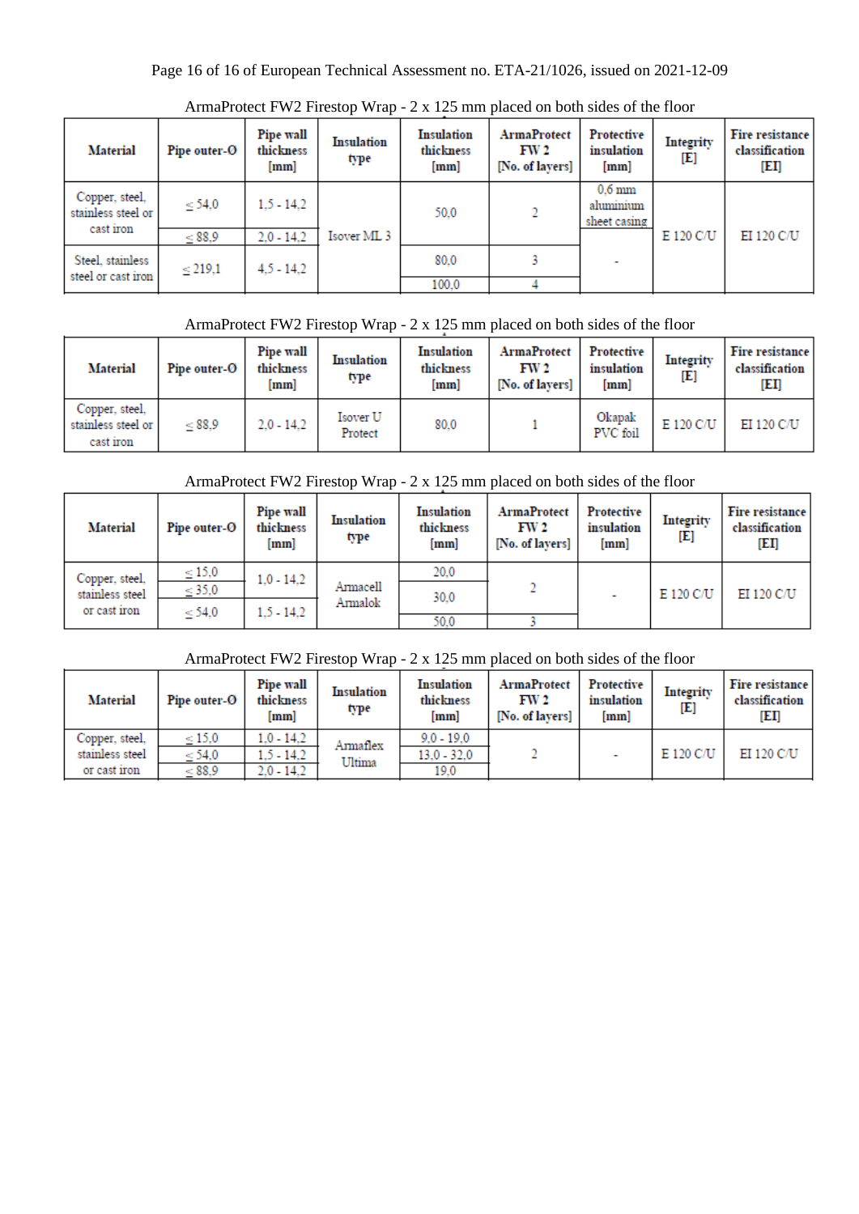ArmaProtect FW2 Firestop Wrap - 2 x 125 mm placed on both sides of the floor

| Material | Pipe outer-Ø | Pipe wall thickness [mm] | Insulation type | Insulation thickness [mm] | ArmaProtect FW 2 [No. of layers] | Protective insulation [mm] | Integrity [E] | Fire resistance classification [EI] |
|---|---|---|---|---|---|---|---|---|
| Copper, steel, stainless steel or cast iron | ≤ 54,0 | 1,5 - 14,2 | Isover ML 3 | 50,0 | 2 | 0,6 mm aluminium sheet casing | E 120 C/U | EI 120 C/U |
| | ≤ 88,9 | 2,0 - 14,2 | | | | | | |
| Steel, stainless steel or cast iron | ≤ 219,1 | 4,5 - 14,2 | | 80,0 | 3 | - | | |
| | | | | 100,0 | 4 | | | |

ArmaProtect FW2 Firestop Wrap - 2 x 125 mm placed on both sides of the floor

| Material | Pipe outer-Ø | Pipe wall thickness [mm] | Insulation type | Insulation thickness [mm] | ArmaProtect FW 2 [No. of layers] | Protective insulation [mm] | Integrity [E] | Fire resistance classification [EI] |
|---|---|---|---|---|---|---|---|---|
| Copper, steel, stainless steel or cast iron | ≤ 88,9 | 2,0 - 14,2 | Isover U Protect | 80,0 | 1 | Okapak PVC foil | E 120 C/U | EI 120 C/U |

ArmaProtect FW2 Firestop Wrap - 2 x 125 mm placed on both sides of the floor

| Material | Pipe outer-Ø | Pipe wall thickness [mm] | Insulation type | Insulation thickness [mm] | ArmaProtect FW 2 [No. of layers] | Protective insulation [mm] | Integrity [E] | Fire resistance classification [EI] |
|---|---|---|---|---|---|---|---|---|
| Copper, steel, stainless steel or cast iron | ≤ 15,0 | 1,0 - 14,2 | Armacell Armalok | 20,0 | 2 | - | E 120 C/U | EI 120 C/U |
| | ≤ 35,0 | | | 30,0 | | | | |
| | ≤ 54,0 | 1,5 - 14,2 | | 50,0 | 3 | | | |

ArmaProtect FW2 Firestop Wrap - 2 x 125 mm placed on both sides of the floor

| Material | Pipe outer-Ø | Pipe wall thickness [mm] | Insulation type | Insulation thickness [mm] | ArmaProtect FW 2 [No. of layers] | Protective insulation [mm] | Integrity [E] | Fire resistance classification [EI] |
|---|---|---|---|---|---|---|---|---|
| Copper, steel, stainless steel or cast iron | ≤ 15,0 | 1,0 - 14,2 | Armaflex Ultima | 9,0 - 19,0 | 2 | - | E 120 C/U | EI 120 C/U |
| | ≤ 54,0 | 1,5 - 14,2 | | 13,0 - 32,0 | | | | |
| | ≤ 88,9 | 2,0 - 14,2 | | 19,0 | | | | |